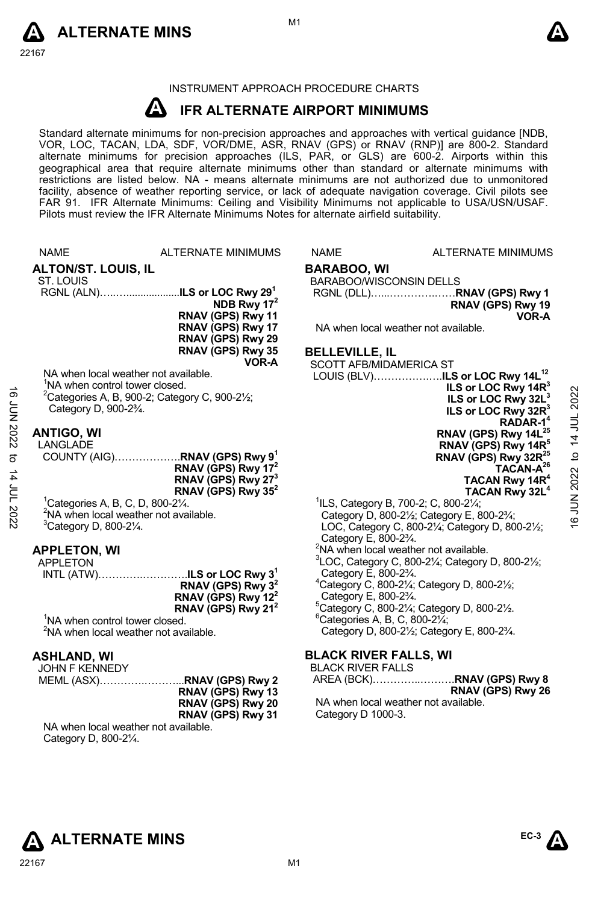# INSTRUMENT APPROACH PROCEDURE CHARTS

## IFR ALTERNATE AIRPORT MINIMUMS

Standard alternate minimums for non-precision approaches and approaches with vertical guidance [NDB, VOR, LOC, TACAN, LDA, SDF, VOR/DME, ASR, RNAV (GPS) or RNAV (RNP)] are 800-2. Standard alternate minimums for precision approaches (ILS, PAR, or GLS) are 600-2. Airports within this geographical area that require alternate minimums other than standard or alternate minimums with restrictions are listed below. NA - means alternate minimums are not authorized due to unmonitored facility, absence of weather reporting service, or lack of adequate navigation coverage. Civil pilots see FAR 91. IFR Alternate Minimums: Ceiling and Visibility Minimums not applicable to USA/USN/USAF. Pilots must review the IFR Alternate Minimums Notes for alternate airfield suitability.

NAME — ALTERNATE MINIMUMS

### ALTON/ST. LOUIS, IL

ST. LOUIS RGNL (ALN)…………**ILS or LOC Rwy 29**[1]
**NDB Rwy 17**[2]
**RNAV (GPS) Rwy 11**
**RNAV (GPS) Rwy 17**
**RNAV (GPS) Rwy 29**
**RNAV (GPS) Rwy 35**
**VOR-A**

NA when local weather not available.
[1]NA when control tower closed.
[2]Categories A, B, 900-2; Category C, 900-2½; Category D, 900-2¾.

### ANTIGO, WI

LANGLADE COUNTY (AIG)…………**RNAV (GPS) Rwy 9**[1]
**RNAV (GPS) Rwy 17**[2]
**RNAV (GPS) Rwy 27**[3]
**RNAV (GPS) Rwy 35**[2]

[1]Categories A, B, C, D, 800-2¼.
[2]NA when local weather not available.
[3]Category D, 800-2¼.

### APPLETON, WI

APPLETON INTL (ATW)…………**ILS or LOC Rwy 3**[1]
**RNAV (GPS) Rwy 3**[2]
**RNAV (GPS) Rwy 12**[2]
**RNAV (GPS) Rwy 21**[2]

[1]NA when control tower closed.
[2]NA when local weather not available.

### ASHLAND, WI

JOHN F KENNEDY MEML (ASX)…………**RNAV (GPS) Rwy 2**
**RNAV (GPS) Rwy 13**
**RNAV (GPS) Rwy 20**
**RNAV (GPS) Rwy 31**

NA when local weather not available.
Category D, 800-2¼.

### BARABOO, WI

BARABOO/WISCONSIN DELLS RGNL (DLL)…………**RNAV (GPS) Rwy 1**
**RNAV (GPS) Rwy 19**
**VOR-A**

NA when local weather not available.

### BELLEVILLE, IL

SCOTT AFB/MIDAMERICA ST LOUIS (BLV)…………**ILS or LOC Rwy 14L**[12]
**ILS or LOC Rwy 14R**[3]
**ILS or LOC Rwy 32L**[3]
**ILS or LOC Rwy 32R**[3]
**RADAR-1**[4]
**RNAV (GPS) Rwy 14L**[25]
**RNAV (GPS) Rwy 14R**[5]
**RNAV (GPS) Rwy 32R**[25]
**TACAN-A**[26]
**TACAN Rwy 14R**[4]
**TACAN Rwy 32L**[4]

[1]ILS, Category B, 700-2; C, 800-2¼; Category D, 800-2½; Category E, 800-2¾; LOC, Category C, 800-2¼; Category D, 800-2½; Category E, 800-2¾.
[2]NA when local weather not available.
[3]LOC, Category C, 800-2¼; Category D, 800-2½; Category E, 800-2¾.
[4]Category C, 800-2¼; Category D, 800-2½; Category E, 800-2¾.
[5]Category C, 800-2¼; Category D, 800-2½.
[6]Categories A, B, C, 800-2¼; Category D, 800-2½; Category E, 800-2¾.

### BLACK RIVER FALLS, WI

BLACK RIVER FALLS AREA (BCK)…………**RNAV (GPS) Rwy 8**
**RNAV (GPS) Rwy 26**

NA when local weather not available.
Category D 1000-3.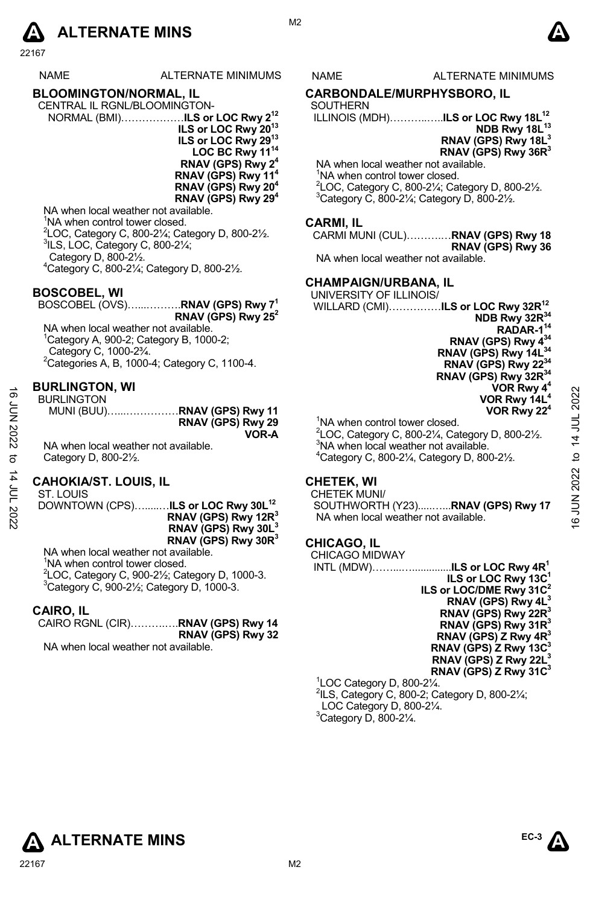NAME ALTERNATE MINIMUMS

## BLOOMINGTON/NORMAL, IL

CENTRAL IL RGNL/BLOOMINGTON-NORMAL (BMI)………………**ILS or LOC Rwy 2**[12]
**ILS or LOC Rwy 20**[13]
**ILS or LOC Rwy 29**[13]
**LOC BC Rwy 11**[14]
**RNAV (GPS) Rwy 2**[4]
**RNAV (GPS) Rwy 11**[4]
**RNAV (GPS) Rwy 20**[4]
**RNAV (GPS) Rwy 29**[4]

NA when local weather not available.
[1]NA when control tower closed.
[2]LOC, Category C, 800-2¼; Category D, 800-2½.
[3]ILS, LOC, Category C, 800-2¼; Category D, 800-2½.
[4]Category C, 800-2¼; Category D, 800-2½.

## BOSCOBEL, WI

BOSCOBEL (OVS)…....……..**RNAV (GPS) Rwy 7**[1]
**RNAV (GPS) Rwy 25**[2]

NA when local weather not available.
[1]Category A, 900-2; Category B, 1000-2; Category C, 1000-2¾.
[2]Categories A, B, 1000-4; Category C, 1100-4.

## BURLINGTON, WI

BURLINGTON MUNI (BUU)…...……………**RNAV (GPS) Rwy 11**
**RNAV (GPS) Rwy 29**
**VOR-A**

NA when local weather not available.
Category D, 800-2½.

## CAHOKIA/ST. LOUIS, IL

ST. LOUIS DOWNTOWN (CPS)…....…**ILS or LOC Rwy 30L**[12]
**RNAV (GPS) Rwy 12R**[3]
**RNAV (GPS) Rwy 30L**[3]
**RNAV (GPS) Rwy 30R**[3]

NA when local weather not available.
[1]NA when control tower closed.
[2]LOC, Category C, 900-2½; Category D, 1000-3.
[3]Category C, 900-2½; Category D, 1000-3.

## CAIRO, IL

CAIRO RGNL (CIR)………..…**RNAV (GPS) Rwy 14**
**RNAV (GPS) Rwy 32**

NA when local weather not available.

## CARBONDALE/MURPHYSBORO, IL

SOUTHERN ILLINOIS (MDH)………..…..**ILS or LOC Rwy 18L**[12]
**NDB Rwy 18L**[13]
**RNAV (GPS) Rwy 18L**[3]
**RNAV (GPS) Rwy 36R**[3]

NA when local weather not available.
[1]NA when control tower closed.
[2]LOC, Category C, 800-2¼; Category D, 800-2½.
[3]Category C, 800-2¼; Category D, 800-2½.

## CARMI, IL

CARMI MUNI (CUL)……….…**RNAV (GPS) Rwy 18**
**RNAV (GPS) Rwy 36**

NA when local weather not available.

## CHAMPAIGN/URBANA, IL

UNIVERSITY OF ILLINOIS/ WILLARD (CMI)……………**ILS or LOC Rwy 32R**[12]
**NDB Rwy 32R**[34]
**RADAR-1**[14]
**RNAV (GPS) Rwy 4**[34]
**RNAV (GPS) Rwy 14L**[34]
**RNAV (GPS) Rwy 22**[34]
**RNAV (GPS) Rwy 32R**[34]
**VOR Rwy 4**[4]
**VOR Rwy 14L**[4]
**VOR Rwy 22**[4]

[1]NA when control tower closed.
[2]LOC, Category C, 800-2¼, Category D, 800-2½.
[3]NA when local weather not available.
[4]Category C, 800-2¼, Category D, 800-2½.

## CHETEK, WI

CHETEK MUNI/ SOUTHWORTH (Y23).....…...**RNAV (GPS) Rwy 17**

NA when local weather not available.

## CHICAGO, IL

CHICAGO MIDWAY INTL (MDW)……...…............**ILS or LOC Rwy 4R**[1]
**ILS or LOC Rwy 13C**[1]
**ILS or LOC/DME Rwy 31C**[2]
**RNAV (GPS) Rwy 4L**[3]
**RNAV (GPS) Rwy 22R**[3]
**RNAV (GPS) Rwy 31R**[3]
**RNAV (GPS) Z Rwy 4R**[3]
**RNAV (GPS) Z Rwy 13C**[3]
**RNAV (GPS) Z Rwy 22L**[3]
**RNAV (GPS) Z Rwy 31C**[3]

[1]LOC Category D, 800-2¼.
[2]ILS, Category C, 800-2; Category D, 800-2¼; LOC Category D, 800-2¼.
[3]Category D, 800-2¼.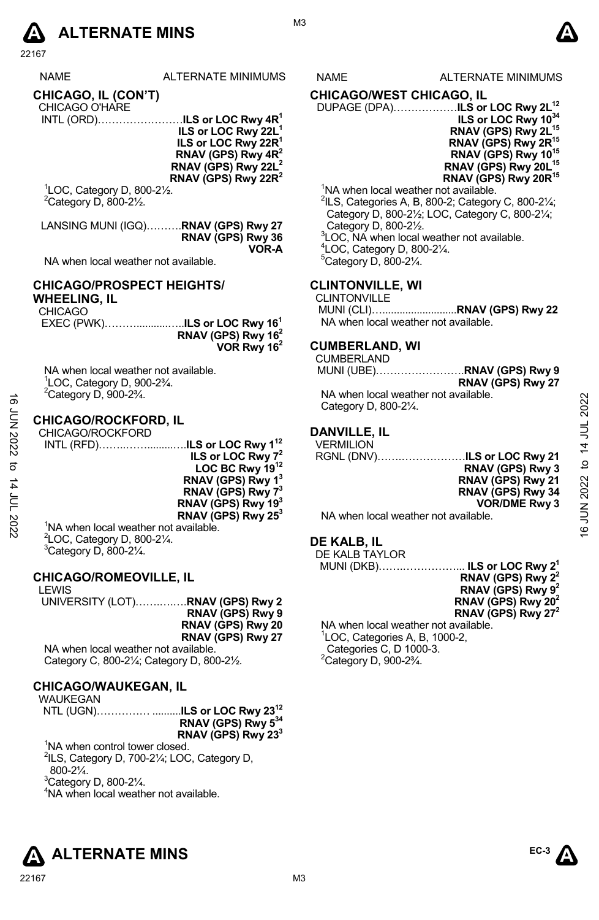| NAME | ALTERNATE MINIMUMS |
|---|---|

## CHICAGO, IL (CON'T)

CHICAGO O'HARE
INTL (ORD)……………………**ILS or LOC Rwy 4R**[1]
**ILS or LOC Rwy 22L**[1]
**ILS or LOC Rwy 22R**[1]
**RNAV (GPS) Rwy 4R**[2]
**RNAV (GPS) Rwy 22L**[2]
**RNAV (GPS) Rwy 22R**[2]

[1]LOC, Category D, 800-2½.
[2]Category D, 800-2½.

LANSING MUNI (IGQ)……….**RNAV (GPS) Rwy 27**
**RNAV (GPS) Rwy 36**
**VOR-A**

NA when local weather not available.

## CHICAGO/PROSPECT HEIGHTS/ WHEELING, IL

CHICAGO
EXEC (PWK)………..........…..**ILS or LOC Rwy 16**[1]
**RNAV (GPS) Rwy 16**[2]
**VOR Rwy 16**[2]

NA when local weather not available.
[1]LOC, Category D, 900-2¾.
[2]Category D, 900-2¾.

## CHICAGO/ROCKFORD, IL

CHICAGO/ROCKFORD
INTL (RFD)……..……..........…..**ILS or LOC Rwy 1**[12]
**ILS or LOC Rwy 7**[2]
**LOC BC Rwy 19**[12]
**RNAV (GPS) Rwy 1**[3]
**RNAV (GPS) Rwy 7**[3]
**RNAV (GPS) Rwy 19**[3]
**RNAV (GPS) Rwy 25**[3]

[1]NA when local weather not available.
[2]LOC, Category D, 800-2¼.
[3]Category D, 800-2¼.

## CHICAGO/ROMEOVILLE, IL

LEWIS
UNIVERSITY (LOT)…….…….**RNAV (GPS) Rwy 2**
**RNAV (GPS) Rwy 9**
**RNAV (GPS) Rwy 20**
**RNAV (GPS) Rwy 27**

NA when local weather not available.
Category C, 800-2¼; Category D, 800-2½.

## CHICAGO/WAUKEGAN, IL

WAUKEGAN
NTL (UGN)…………… .........**ILS or LOC Rwy 23**[12]
**RNAV (GPS) Rwy 5**[34]
**RNAV (GPS) Rwy 23**[3]

[1]NA when control tower closed.
[2]ILS, Category D, 700-2¼; LOC, Category D, 800-2¼.
[3]Category D, 800-2¼.
[4]NA when local weather not available.

## CHICAGO/WEST CHICAGO, IL

DUPAGE (DPA)………………**ILS or LOC Rwy 2L**[12]
**ILS or LOC Rwy 10**[34]
**RNAV (GPS) Rwy 2L**[15]
**RNAV (GPS) Rwy 2R**[15]
**RNAV (GPS) Rwy 10**[15]
**RNAV (GPS) Rwy 20L**[15]
**RNAV (GPS) Rwy 20R**[15]

[1]NA when local weather not available.
[2]ILS, Categories A, B, 800-2; Category C, 800-2¼; Category D, 800-2½; LOC, Category C, 800-2¼; Category D, 800-2½.
[3]LOC, NA when local weather not available.
[4]LOC, Category D, 800-2¼.
[5]Category D, 800-2¼.

## CLINTONVILLE, WI

CLINTONVILLE
MUNI (CLI)…..........................**RNAV (GPS) Rwy 22**

NA when local weather not available.

## CUMBERLAND, WI

CUMBERLAND
MUNI (UBE)…………………….**RNAV (GPS) Rwy 9**
**RNAV (GPS) Rwy 27**

NA when local weather not available.
Category D, 800-2¼.

## DANVILLE, IL

VERMILION
RGNL (DNV)……..………………**ILS or LOC Rwy 21**
**RNAV (GPS) Rwy 3**
**RNAV (GPS) Rwy 21**
**RNAV (GPS) Rwy 34**
**VOR/DME Rwy 3**

NA when local weather not available.

## DE KALB, IL

DE KALB TAYLOR
MUNI (DKB)……..…………... **ILS or LOC Rwy 2**[1]
**RNAV (GPS) Rwy 2**[2]
**RNAV (GPS) Rwy 9**[2]
**RNAV (GPS) Rwy 20**[2]
**RNAV (GPS) Rwy 27**[2]

NA when local weather not available.
[1]LOC, Categories A, B, 1000-2, Categories C, D 1000-3.
[2]Category D, 900-2¾.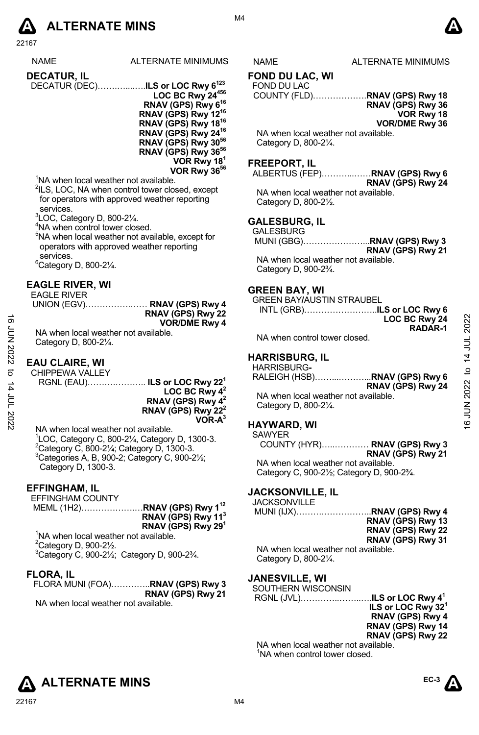# ALTERNATE MINS

| NAME | ALTERNATE MINIMUMS |
|---|---|

## DECATUR, IL

DECATUR (DEC)……………**ILS or LOC Rwy 6[123]**
**LOC BC Rwy 24[456]**
**RNAV (GPS) Rwy 6[16]**
**RNAV (GPS) Rwy 12[16]**
**RNAV (GPS) Rwy 18[16]**
**RNAV (GPS) Rwy 24[16]**
**RNAV (GPS) Rwy 30[56]**
**RNAV (GPS) Rwy 36[56]**
**VOR Rwy 18[1]**
**VOR Rwy 36[56]**

[1]NA when local weather not available.
[2]ILS, LOC, NA when control tower closed, except for operators with approved weather reporting services.
[3]LOC, Category D, 800-2¼.
[4]NA when control tower closed.
[5]NA when local weather not available, except for operators with approved weather reporting services.
[6]Category D, 800-2¼.

## EAGLE RIVER, WI

EAGLE RIVER
UNION (EGV)………………… **RNAV (GPS) Rwy 4**
**RNAV (GPS) Rwy 22**
**VOR/DME Rwy 4**

NA when local weather not available.
Category D, 800-2¼.

## EAU CLAIRE, WI

CHIPPEWA VALLEY
RGNL (EAU)………………… **ILS or LOC Rwy 22[1]**
**LOC BC Rwy 4[2]**
**RNAV (GPS) Rwy 4[2]**
**RNAV (GPS) Rwy 22[2]**
**VOR-A[3]**

NA when local weather not available.
[1]LOC, Category C, 800-2¼, Category D, 1300-3.
[2]Category C, 800-2¼; Category D, 1300-3.
[3]Categories A, B, 900-2; Category C, 900-2½; Category D, 1300-3.

## EFFINGHAM, IL

EFFINGHAM COUNTY
MEML (1H2)…………………**RNAV (GPS) Rwy 1[12]**
**RNAV (GPS) Rwy 11[3]**
**RNAV (GPS) Rwy 29[1]**

[1]NA when local weather not available.
[2]Category D, 900-2½.
[3]Category C, 900-2½; Category D, 900-2¾.

## FLORA, IL

FLORA MUNI (FOA)…………..**RNAV (GPS) Rwy 3**
**RNAV (GPS) Rwy 21**

NA when local weather not available.

## FOND DU LAC, WI

FOND DU LAC
COUNTY (FLD)………………**RNAV (GPS) Rwy 18**
**RNAV (GPS) Rwy 36**
**VOR Rwy 18**
**VOR/DME Rwy 36**

NA when local weather not available.
Category D, 800-2¼.

## FREEPORT, IL

ALBERTUS (FEP)……………**RNAV (GPS) Rwy 6**
**RNAV (GPS) Rwy 24**

NA when local weather not available.
Category D, 800-2½.

## GALESBURG, IL

GALESBURG
MUNI (GBG)…………………...**RNAV (GPS) Rwy 3**
**RNAV (GPS) Rwy 21**

NA when local weather not available.
Category D, 900-2¾.

## GREEN BAY, WI

GREEN BAY/AUSTIN STRAUBEL
INTL (GRB)……………………..**ILS or LOC Rwy 6**
**LOC BC Rwy 24**
**RADAR-1**

NA when control tower closed.

## HARRISBURG, IL

HARRISBURG-
RALEIGH (HSB)……………...**RNAV (GPS) Rwy 6**
**RNAV (GPS) Rwy 24**

NA when local weather not available.
Category D, 800-2¼.

## HAYWARD, WI

SAWYER
COUNTY (HYR)……………… **RNAV (GPS) Rwy 3**
**RNAV (GPS) Rwy 21**

NA when local weather not available.
Category C, 900-2½; Category D, 900-2¾.

## JACKSONVILLE, IL

JACKSONVILLE
MUNI (IJX)……………………..**RNAV (GPS) Rwy 4**
**RNAV (GPS) Rwy 13**
**RNAV (GPS) Rwy 22**
**RNAV (GPS) Rwy 31**

NA when local weather not available.
Category D, 800-2¼.

## JANESVILLE, WI

SOUTHERN WISCONSIN
RGNL (JVL)…………………**ILS or LOC Rwy 4[1]**
**ILS or LOC Rwy 32[1]**
**RNAV (GPS) Rwy 4**
**RNAV (GPS) Rwy 14**
**RNAV (GPS) Rwy 22**

NA when local weather not available.
[1]NA when control tower closed.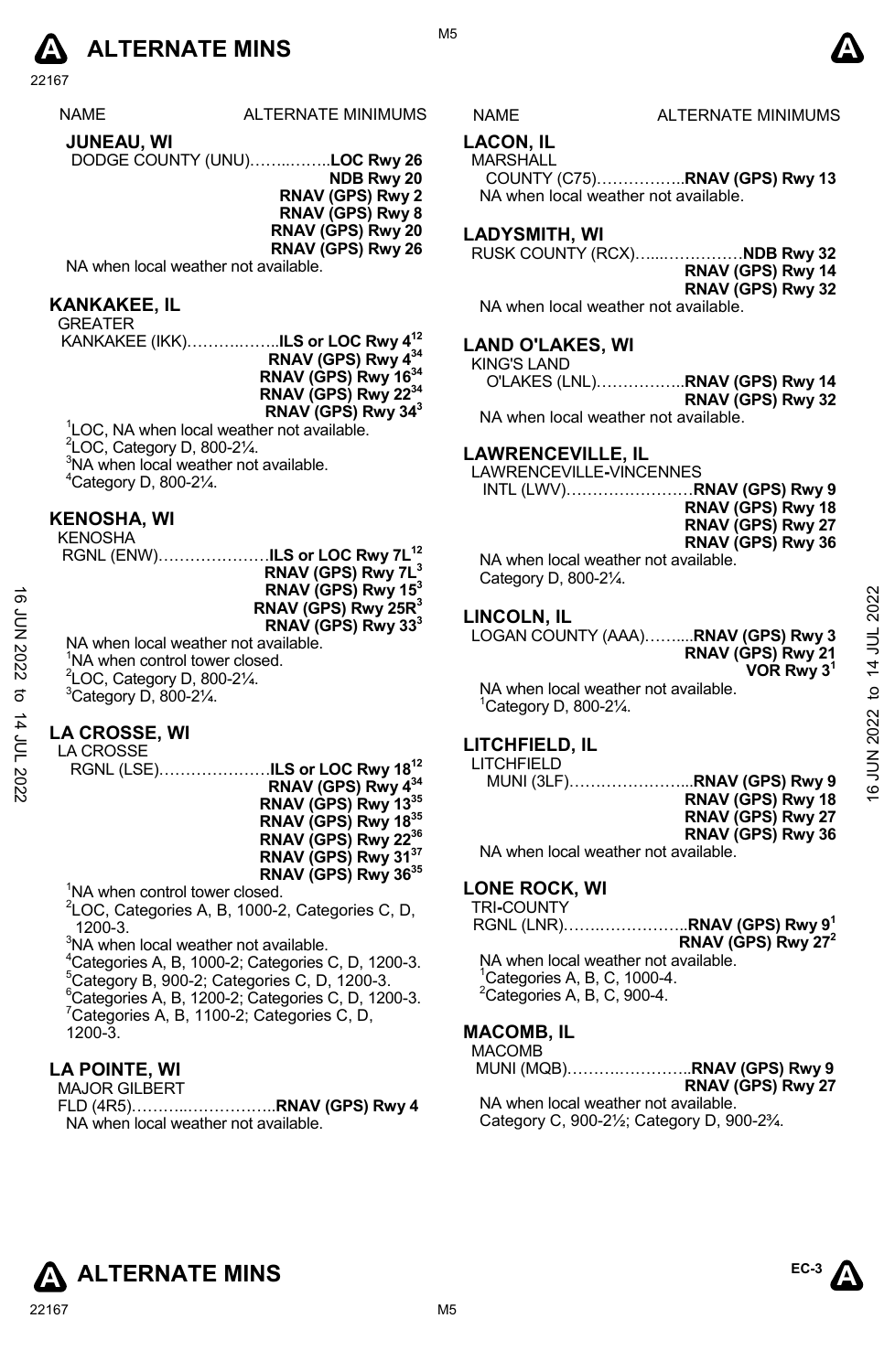# ALTERNATE MINS

| NAME | ALTERNATE MINIMUMS |
|---|---|

## JUNEAU, WI

DODGE COUNTY (UNU)……..……..**LOC Rwy 26**
**NDB Rwy 20**
**RNAV (GPS) Rwy 2**
**RNAV (GPS) Rwy 8**
**RNAV (GPS) Rwy 20**
**RNAV (GPS) Rwy 26**

NA when local weather not available.

## KANKAKEE, IL

GREATER
KANKAKEE (IKK)……….……..**ILS or LOC Rwy 4**[12]
**RNAV (GPS) Rwy 4**[34]
**RNAV (GPS) Rwy 16**[34]
**RNAV (GPS) Rwy 22**[34]
**RNAV (GPS) Rwy 34**[3]

[1]LOC, NA when local weather not available.
[2]LOC, Category D, 800-2¼.
[3]NA when local weather not available.
[4]Category D, 800-2¼.

## KENOSHA, WI

KENOSHA
RGNL (ENW)…………………**ILS or LOC Rwy 7L**[12]
**RNAV (GPS) Rwy 7L**[3]
**RNAV (GPS) Rwy 15**[3]
**RNAV (GPS) Rwy 25R**[3]
**RNAV (GPS) Rwy 33**[3]

NA when local weather not available.
[1]NA when control tower closed.
[2]LOC, Category D, 800-2¼.
[3]Category D, 800-2¼.

## LA CROSSE, WI

LA CROSSE
RGNL (LSE)…………………**ILS or LOC Rwy 18**[12]
**RNAV (GPS) Rwy 4**[34]
**RNAV (GPS) Rwy 13**[35]
**RNAV (GPS) Rwy 18**[35]
**RNAV (GPS) Rwy 22**[36]
**RNAV (GPS) Rwy 31**[37]
**RNAV (GPS) Rwy 36**[35]

[1]NA when control tower closed.
[2]LOC, Categories A, B, 1000-2, Categories C, D, 1200-3.
[3]NA when local weather not available.
[4]Categories A, B, 1000-2; Categories C, D, 1200-3.
[5]Category B, 900-2; Categories C, D, 1200-3.
[6]Categories A, B, 1200-2; Categories C, D, 1200-3.
[7]Categories A, B, 1100-2; Categories C, D, 1200-3.

## LA POINTE, WI

MAJOR GILBERT
FLD (4R5)………..……………..**RNAV (GPS) Rwy 4**

NA when local weather not available.

## LACON, IL

MARSHALL
COUNTY (C75)……………..**RNAV (GPS) Rwy 13**

NA when local weather not available.

## LADYSMITH, WI

RUSK COUNTY (RCX)…...……………**NDB Rwy 32**
**RNAV (GPS) Rwy 14**
**RNAV (GPS) Rwy 32**

NA when local weather not available.

## LAND O'LAKES, WI

KING'S LAND
O'LAKES (LNL)……………..**RNAV (GPS) Rwy 14**
**RNAV (GPS) Rwy 32**

NA when local weather not available.

## LAWRENCEVILLE, IL

LAWRENCEVILLE-VINCENNES
INTL (LWV)……………………**RNAV (GPS) Rwy 9**
**RNAV (GPS) Rwy 18**
**RNAV (GPS) Rwy 27**
**RNAV (GPS) Rwy 36**

NA when local weather not available.
Category D, 800-2¼.

## LINCOLN, IL

LOGAN COUNTY (AAA)……....**RNAV (GPS) Rwy 3**
**RNAV (GPS) Rwy 21**
**VOR Rwy 3**[1]

NA when local weather not available.
[1]Category D, 800-2¼.

## LITCHFIELD, IL

LITCHFIELD
MUNI (3LF)…….……………...**RNAV (GPS) Rwy 9**
**RNAV (GPS) Rwy 18**
**RNAV (GPS) Rwy 27**
**RNAV (GPS) Rwy 36**

NA when local weather not available.

## LONE ROCK, WI

TRI-COUNTY
RGNL (LNR)…….……………..**RNAV (GPS) Rwy 9**[1]
**RNAV (GPS) Rwy 27**[2]

NA when local weather not available.
[1]Categories A, B, C, 1000-4.
[2]Categories A, B, C, 900-4.

## MACOMB, IL

MACOMB
MUNI (MQB)……….…………..**RNAV (GPS) Rwy 9**
**RNAV (GPS) Rwy 27**

NA when local weather not available.
Category C, 900-2½; Category D, 900-2¾.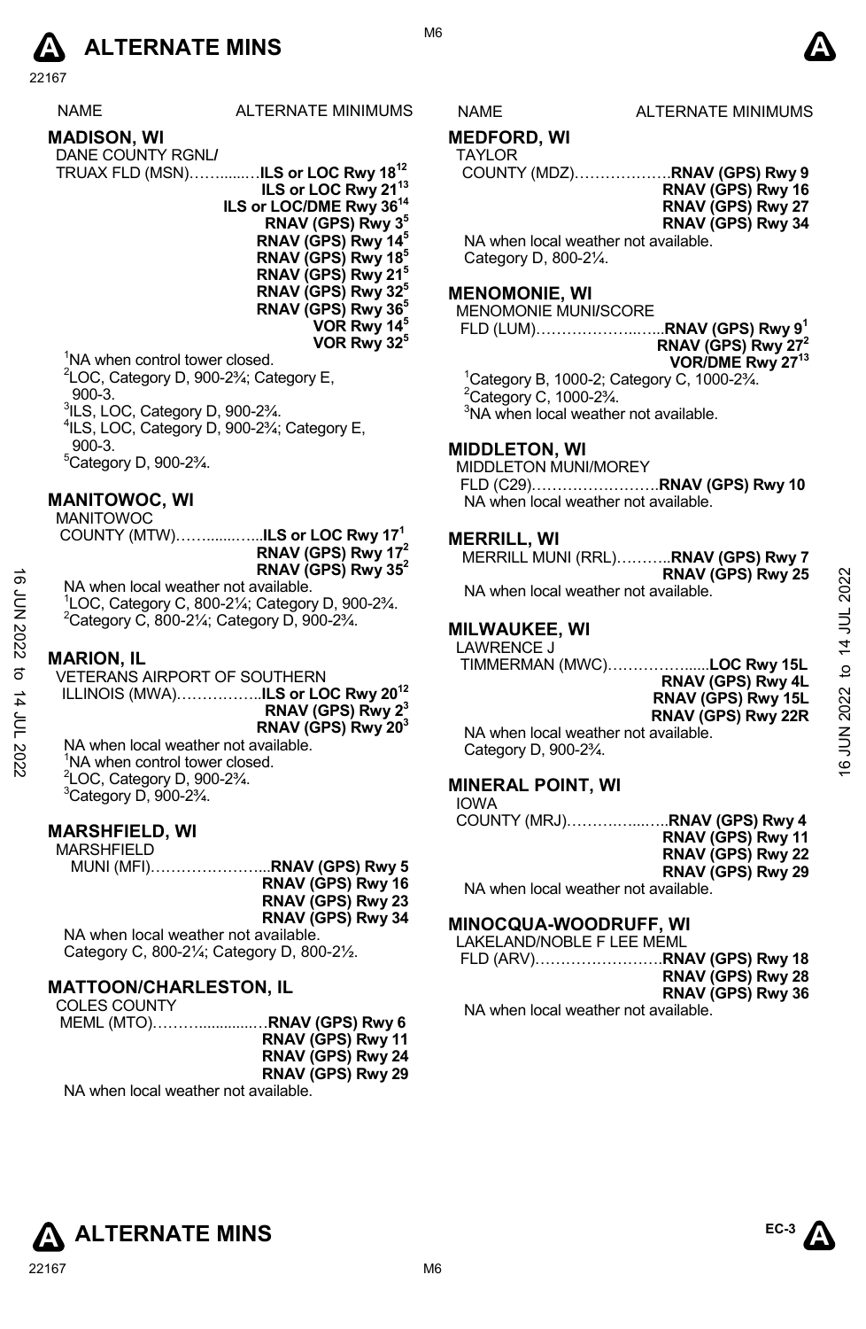| NAME | ALTERNATE MINIMUMS |
|---|---|

## MADISON, WI

DANE COUNTY RGNL/ TRUAX FLD (MSN)……......…**ILS or LOC Rwy 18**[1,2]
**ILS or LOC Rwy 21**[1,3]
**ILS or LOC/DME Rwy 36**[1,4]
**RNAV (GPS) Rwy 3**[5]
**RNAV (GPS) Rwy 14**[5]
**RNAV (GPS) Rwy 18**[5]
**RNAV (GPS) Rwy 21**[5]
**RNAV (GPS) Rwy 32**[5]
**RNAV (GPS) Rwy 36**[5]
**VOR Rwy 14**[5]
**VOR Rwy 32**[5]

[1]NA when control tower closed.
[2]LOC, Category D, 900-2¾; Category E, 900-3.
[3]ILS, LOC, Category D, 900-2¾.
[4]ILS, LOC, Category D, 900-2¾; Category E, 900-3.
[5]Category D, 900-2¾.

## MANITOWOC, WI

MANITOWOC COUNTY (MTW)……......…..**ILS or LOC Rwy 17**[1]
**RNAV (GPS) Rwy 17**[2]
**RNAV (GPS) Rwy 35**[2]

NA when local weather not available.
[1]LOC, Category C, 800-2¼; Category D, 900-2¾.
[2]Category C, 800-2¼; Category D, 900-2¾.

## MARION, IL

VETERANS AIRPORT OF SOUTHERN ILLINOIS (MWA)……………..**ILS or LOC Rwy 20**[1,2]
**RNAV (GPS) Rwy 2**[3]
**RNAV (GPS) Rwy 20**[3]

NA when local weather not available.
[1]NA when control tower closed.
[2]LOC, Category D, 900-2¾.
[3]Category D, 900-2¾.

## MARSHFIELD, WI

MARSHFIELD MUNI (MFI)…………………...**RNAV (GPS) Rwy 5**
**RNAV (GPS) Rwy 16**
**RNAV (GPS) Rwy 23**
**RNAV (GPS) Rwy 34**

NA when local weather not available.
Category C, 800-2¼; Category D, 800-2½.

## MATTOON/CHARLESTON, IL

COLES COUNTY MEML (MTO)………..............…**RNAV (GPS) Rwy 6**
**RNAV (GPS) Rwy 11**
**RNAV (GPS) Rwy 24**
**RNAV (GPS) Rwy 29**

NA when local weather not available.

## MEDFORD, WI

TAYLOR COUNTY (MDZ)……………….**RNAV (GPS) Rwy 9**
**RNAV (GPS) Rwy 16**
**RNAV (GPS) Rwy 27**
**RNAV (GPS) Rwy 34**

NA when local weather not available.
Category D, 800-2¼.

## MENOMONIE, WI

MENOMONIE MUNI/SCORE FLD (LUM)………………...…..**RNAV (GPS) Rwy 9**[1]
**RNAV (GPS) Rwy 27**[2]
**VOR/DME Rwy 27**[1,3]

[1]Category B, 1000-2; Category C, 1000-2¾.
[2]Category C, 1000-2¾.
[3]NA when local weather not available.

## MIDDLETON, WI

MIDDLETON MUNI/MOREY FLD (C29)…………………….**RNAV (GPS) Rwy 10**

NA when local weather not available.

## MERRILL, WI

MERRILL MUNI (RRL)………..**RNAV (GPS) Rwy 7**
**RNAV (GPS) Rwy 25**

NA when local weather not available.

## MILWAUKEE, WI

LAWRENCE J TIMMERMAN (MWC)……………......**LOC Rwy 15L**
**RNAV (GPS) Rwy 4L**
**RNAV (GPS) Rwy 15L**
**RNAV (GPS) Rwy 22R**

NA when local weather not available.
Category D, 900-2¾.

## MINERAL POINT, WI

IOWA COUNTY (MRJ)……………....…..**RNAV (GPS) Rwy 4**
**RNAV (GPS) Rwy 11**
**RNAV (GPS) Rwy 22**
**RNAV (GPS) Rwy 29**

NA when local weather not available.

## MINOCQUA-WOODRUFF, WI

LAKELAND/NOBLE F LEE MEML FLD (ARV)…………………….**RNAV (GPS) Rwy 18**
**RNAV (GPS) Rwy 28**
**RNAV (GPS) Rwy 36**

NA when local weather not available.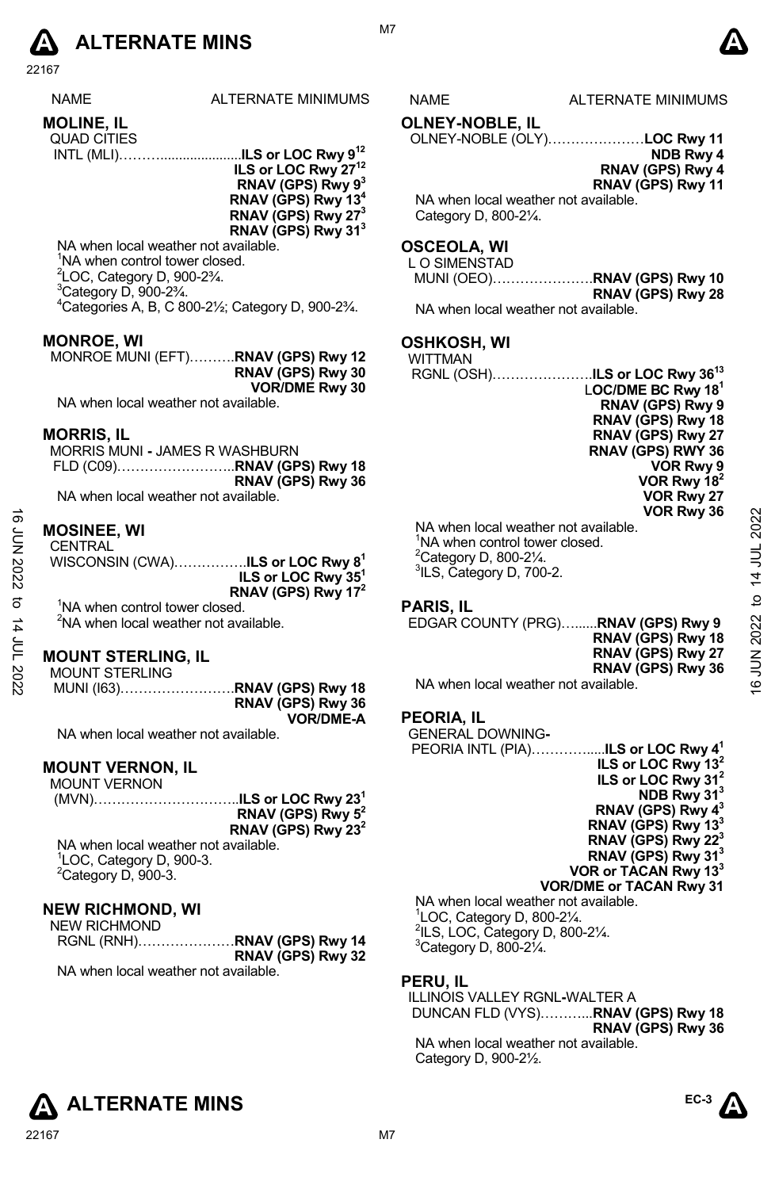| NAME | ALTERNATE MINIMUMS |
|---|---|

## MOLINE, IL

QUAD CITIES INTL (MLI)……….....................**ILS or LOC Rwy 9[1,2]**
**ILS or LOC Rwy 27[1,2]**
**RNAV (GPS) Rwy 9[3]**
**RNAV (GPS) Rwy 13[4]**
**RNAV (GPS) Rwy 27[3]**
**RNAV (GPS) Rwy 31[3]**

NA when local weather not available.
[1]NA when control tower closed.
[2]LOC, Category D, 900-2¾.
[3]Category D, 900-2¾.
[4]Categories A, B, C 800-2½; Category D, 900-2¾.

## MONROE, WI

MONROE MUNI (EFT)……….**RNAV (GPS) Rwy 12**
**RNAV (GPS) Rwy 30**
**VOR/DME Rwy 30**

NA when local weather not available.

## MORRIS, IL

MORRIS MUNI - JAMES R WASHBURN FLD (C09)……………………..**RNAV (GPS) Rwy 18**
**RNAV (GPS) Rwy 36**

NA when local weather not available.

## MOSINEE, WI

CENTRAL WISCONSIN (CWA)…………….**ILS or LOC Rwy 8[1]**
**ILS or LOC Rwy 35[1]**
**RNAV (GPS) Rwy 17[2]**

[1]NA when control tower closed.
[2]NA when local weather not available.

## MOUNT STERLING, IL

MOUNT STERLING MUNI (I63)…………………….**RNAV (GPS) Rwy 18**
**RNAV (GPS) Rwy 36**
**VOR/DME-A**

NA when local weather not available.

## MOUNT VERNON, IL

MOUNT VERNON (MVN)…………………………..**ILS or LOC Rwy 23[1]**
**RNAV (GPS) Rwy 5[2]**
**RNAV (GPS) Rwy 23[2]**

NA when local weather not available.
[1]LOC, Category D, 900-3.
[2]Category D, 900-3.

## NEW RICHMOND, WI

NEW RICHMOND RGNL (RNH)…………………**RNAV (GPS) Rwy 14**
**RNAV (GPS) Rwy 32**

NA when local weather not available.

## OLNEY-NOBLE, IL

OLNEY-NOBLE (OLY)…………………**LOC Rwy 11**
**NDB Rwy 4**
**RNAV (GPS) Rwy 4**
**RNAV (GPS) Rwy 11**

NA when local weather not available.
Category D, 800-2¼.

## OSCEOLA, WI

L O SIMENSTAD MUNI (OEO)…………………**RNAV (GPS) Rwy 10**
**RNAV (GPS) Rwy 28**

NA when local weather not available.

## OSHKOSH, WI

WITTMAN RGNL (OSH)…………………..**ILS or LOC Rwy 36[1,3]**
**LOC/DME BC Rwy 18[1]**
**RNAV (GPS) Rwy 9**
**RNAV (GPS) Rwy 18**
**RNAV (GPS) Rwy 27**
**RNAV (GPS) RWY 36**
**VOR Rwy 9**
**VOR Rwy 18[2]**
**VOR Rwy 27**
**VOR Rwy 36**

NA when local weather not available.
[1]NA when control tower closed.
[2]Category D, 800-2¼.
[3]ILS, Category D, 700-2.

## PARIS, IL

EDGAR COUNTY (PRG)….......**RNAV (GPS) Rwy 9**
**RNAV (GPS) Rwy 18**
**RNAV (GPS) Rwy 27**
**RNAV (GPS) Rwy 36**

NA when local weather not available.

## PEORIA, IL

GENERAL DOWNING-PEORIA INTL (PIA)…………....**ILS or LOC Rwy 4[1]**
**ILS or LOC Rwy 13[2]**
**ILS or LOC Rwy 31[2]**
**NDB Rwy 31[3]**
**RNAV (GPS) Rwy 4[3]**
**RNAV (GPS) Rwy 13[3]**
**RNAV (GPS) Rwy 22[3]**
**RNAV (GPS) Rwy 31[3]**
**VOR or TACAN Rwy 13[3]**
**VOR/DME or TACAN Rwy 31**

NA when local weather not available.
[1]LOC, Category D, 800-2¼.
[2]ILS, LOC, Category D, 800-2¼.
[3]Category D, 800-2¼.

## PERU, IL

ILLINOIS VALLEY RGNL-WALTER A DUNCAN FLD (VYS)………...**RNAV (GPS) Rwy 18**
**RNAV (GPS) Rwy 36**

NA when local weather not available.
Category D, 900-2½.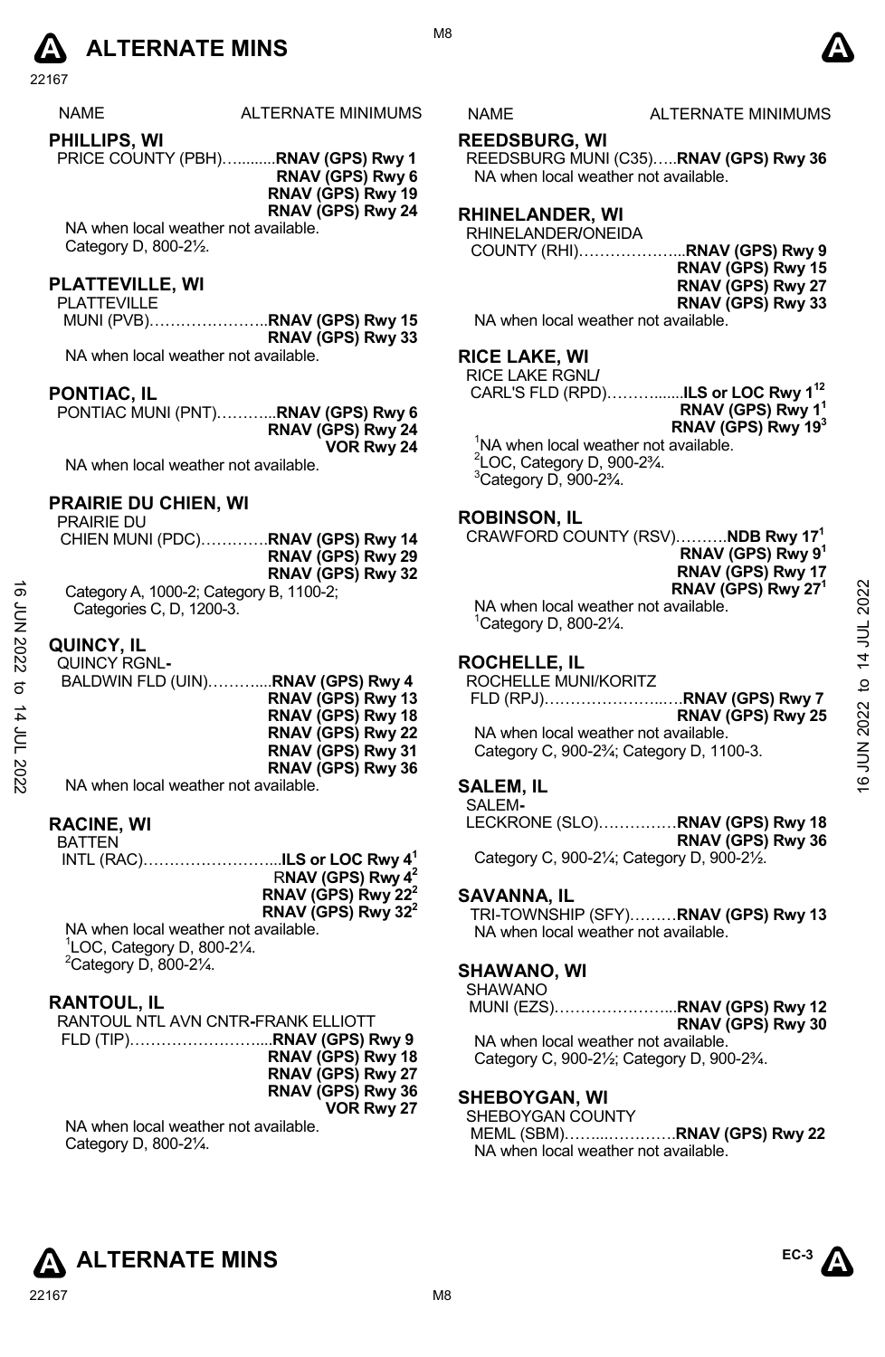# ALTERNATE MINS

| NAME | ALTERNATE MINIMUMS |
|---|---|

## PHILLIPS, WI

PRICE COUNTY (PBH)……......**RNAV (GPS) Rwy 1**
**RNAV (GPS) Rwy 6**
**RNAV (GPS) Rwy 19**
**RNAV (GPS) Rwy 24**

NA when local weather not available.
Category D, 800-2½.

## PLATTEVILLE, WI

PLATTEVILLE
MUNI (PVB)……………….....**RNAV (GPS) Rwy 15**
**RNAV (GPS) Rwy 33**

NA when local weather not available.

## PONTIAC, IL

PONTIAC MUNI (PNT)………..**RNAV (GPS) Rwy 6**
**RNAV (GPS) Rwy 24**
**VOR Rwy 24**

NA when local weather not available.

## PRAIRIE DU CHIEN, WI

PRAIRIE DU
CHIEN MUNI (PDC)………….**RNAV (GPS) Rwy 14**
**RNAV (GPS) Rwy 29**
**RNAV (GPS) Rwy 32**

Category A, 1000-2; Category B, 1100-2;
Categories C, D, 1200-3.

## QUINCY, IL

QUINCY RGNL-
BALDWIN FLD (UIN)………....**RNAV (GPS) Rwy 4**
**RNAV (GPS) Rwy 13**
**RNAV (GPS) Rwy 18**
**RNAV (GPS) Rwy 22**
**RNAV (GPS) Rwy 31**
**RNAV (GPS) Rwy 36**

NA when local weather not available.

## RACINE, WI

BATTEN
INTL (RAC)………………………...**ILS or LOC Rwy 4**[1]
**RNAV (GPS) Rwy 4**[2]
**RNAV (GPS) Rwy 22**[2]
**RNAV (GPS) Rwy 32**[2]

NA when local weather not available.
[1]LOC, Category D, 800-2¼.
[2]Category D, 800-2¼.

## RANTOUL, IL

RANTOUL NTL AVN CNTR-FRANK ELLIOTT
FLD (TIP)……………………....**RNAV (GPS) Rwy 9**
**RNAV (GPS) Rwy 18**
**RNAV (GPS) Rwy 27**
**RNAV (GPS) Rwy 36**
**VOR Rwy 27**

NA when local weather not available.
Category D, 800-2¼.

## REEDSBURG, WI

REEDSBURG MUNI (C35)…..**RNAV (GPS) Rwy 36**
NA when local weather not available.

## RHINELANDER, WI

RHINELANDER/ONEIDA
COUNTY (RHI)………………...**RNAV (GPS) Rwy 9**
**RNAV (GPS) Rwy 15**
**RNAV (GPS) Rwy 27**
**RNAV (GPS) Rwy 33**

NA when local weather not available.

## RICE LAKE, WI

RICE LAKE RGNL/
CARL'S FLD (RPD)……….......**ILS or LOC Rwy 1**[12]
**RNAV (GPS) Rwy 1**[1]
**RNAV (GPS) Rwy 19**[3]

[1]NA when local weather not available.
[2]LOC, Category D, 900-2¾.
[3]Category D, 900-2¾.

## ROBINSON, IL

CRAWFORD COUNTY (RSV)……….**NDB Rwy 17**[1]
**RNAV (GPS) Rwy 9**[1]
**RNAV (GPS) Rwy 17**
**RNAV (GPS) Rwy 27**[1]

NA when local weather not available.
[1]Category D, 800-2¼.

## ROCHELLE, IL

ROCHELLE MUNI/KORITZ
FLD (RPJ)…………………..….**RNAV (GPS) Rwy 7**
**RNAV (GPS) Rwy 25**

NA when local weather not available.
Category C, 900-2¾; Category D, 1100-3.

## SALEM, IL

SALEM-
LECKRONE (SLO)……………**RNAV (GPS) Rwy 18**
**RNAV (GPS) Rwy 36**

Category C, 900-2¼; Category D, 900-2½.

## SAVANNA, IL

TRI-TOWNSHIP (SFY)………**RNAV (GPS) Rwy 13**
NA when local weather not available.

## SHAWANO, WI

SHAWANO
MUNI (EZS)…………………...**RNAV (GPS) Rwy 12**
**RNAV (GPS) Rwy 30**

NA when local weather not available.
Category C, 900-2½; Category D, 900-2¾.

## SHEBOYGAN, WI

SHEBOYGAN COUNTY
MEML (SBM)……...…………..**RNAV (GPS) Rwy 22**
NA when local weather not available.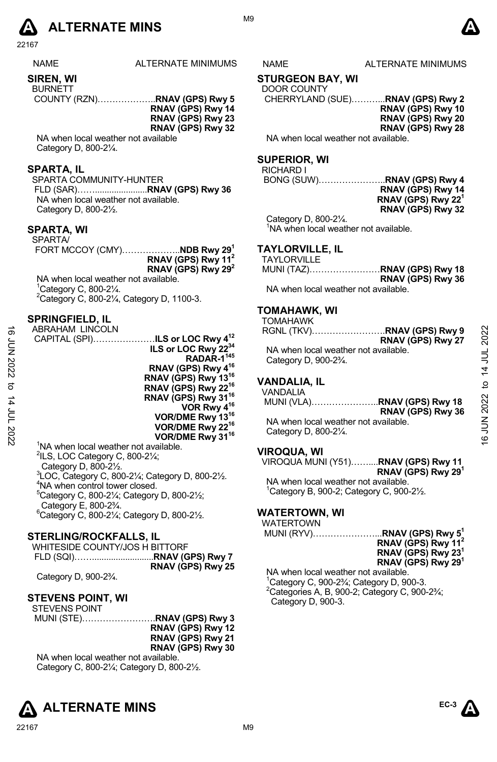| NAME | ALTERNATE MINIMUMS |
|---|---|

## SIREN, WI

BURNETT COUNTY (RZN)………………..**RNAV (GPS) Rwy 5**
**RNAV (GPS) Rwy 14**
**RNAV (GPS) Rwy 23**
**RNAV (GPS) Rwy 32**

NA when local weather not available
Category D, 800-2¼.

## SPARTA, IL

SPARTA COMMUNITY-HUNTER FLD (SAR)……......................**RNAV (GPS) Rwy 36**

NA when local weather not available.
Category D, 800-2½.

## SPARTA, WI

SPARTA/ FORT MCCOY (CMY)………………..**NDB Rwy 29**[1]
**RNAV (GPS) Rwy 11**[2]
**RNAV (GPS) Rwy 29**[2]

NA when local weather not available.
[1]Category C, 800-2¼.
[2]Category C, 800-2¼, Category D, 1100-3.

## SPRINGFIELD, IL

ABRAHAM LINCOLN CAPITAL (SPI)…………………**ILS or LOC Rwy 4**[12]
**ILS or LOC Rwy 22**[34]
**RADAR-1**[145]
**RNAV (GPS) Rwy 4**[16]
**RNAV (GPS) Rwy 13**[16]
**RNAV (GPS) Rwy 22**[16]
**RNAV (GPS) Rwy 31**[16]
**VOR Rwy 4**[16]
**VOR/DME Rwy 13**[16]
**VOR/DME Rwy 22**[16]
**VOR/DME Rwy 31**[16]

[1]NA when local weather not available.
[2]ILS, LOC Category C, 800-2¼; Category D, 800-2½.
[3]LOC, Category C, 800-2¼; Category D, 800-2½.
[4]NA when control tower closed.
[5]Category C, 800-2¼; Category D, 800-2½; Category E, 800-2¾.
[6]Category C, 800-2¼; Category D, 800-2½.

## STERLING/ROCKFALLS, IL

WHITESIDE COUNTY/JOS H BITTORF FLD (SQI)……..........................**RNAV (GPS) Rwy 7**
**RNAV (GPS) Rwy 25**

Category D, 900-2¾.

## STEVENS POINT, WI

STEVENS POINT MUNI (STE)…………………….**RNAV (GPS) Rwy 3**
**RNAV (GPS) Rwy 12**
**RNAV (GPS) Rwy 21**
**RNAV (GPS) Rwy 30**

NA when local weather not available.
Category C, 800-2¼; Category D, 800-2½.

## STURGEON BAY, WI

DOOR COUNTY CHERRYLAND (SUE)………..**RNAV (GPS) Rwy 2**
**RNAV (GPS) Rwy 10**
**RNAV (GPS) Rwy 20**
**RNAV (GPS) Rwy 28**

NA when local weather not available.

## SUPERIOR, WI

RICHARD I BONG (SUW)…………………..**RNAV (GPS) Rwy 4**
**RNAV (GPS) Rwy 14**
**RNAV (GPS) Rwy 22**[1]
**RNAV (GPS) Rwy 32**

Category D, 800-2¼.
[1]NA when local weather not available.

## TAYLORVILLE, IL

TAYLORVILLE MUNI (TAZ)……………………**RNAV (GPS) Rwy 18**
**RNAV (GPS) Rwy 36**

NA when local weather not available.

## TOMAHAWK, WI

TOMAHAWK RGNL (TKV)…………………….**RNAV (GPS) Rwy 9**
**RNAV (GPS) Rwy 27**

NA when local weather not available.
Category D, 900-2¾.

## VANDALIA, IL

VANDALIA MUNI (VLA)…………………..**RNAV (GPS) Rwy 18**
**RNAV (GPS) Rwy 36**

NA when local weather not available.
Category D, 800-2¼.

## VIROQUA, WI

VIROQUA MUNI (Y51)……....**RNAV (GPS) Rwy 11**
**RNAV (GPS) Rwy 29**[1]

NA when local weather not available.
[1]Category B, 900-2; Category C, 900-2½.

## WATERTOWN, WI

WATERTOWN MUNI (RYV)…………………...**RNAV (GPS) Rwy 5**[1]
**RNAV (GPS) Rwy 11**[2]
**RNAV (GPS) Rwy 23**[1]
**RNAV (GPS) Rwy 29**[1]

NA when local weather not available.
[1]Category C, 900-2¾; Category D, 900-3.
[2]Categories A, B, 900-2; Category C, 900-2¾; Category D, 900-3.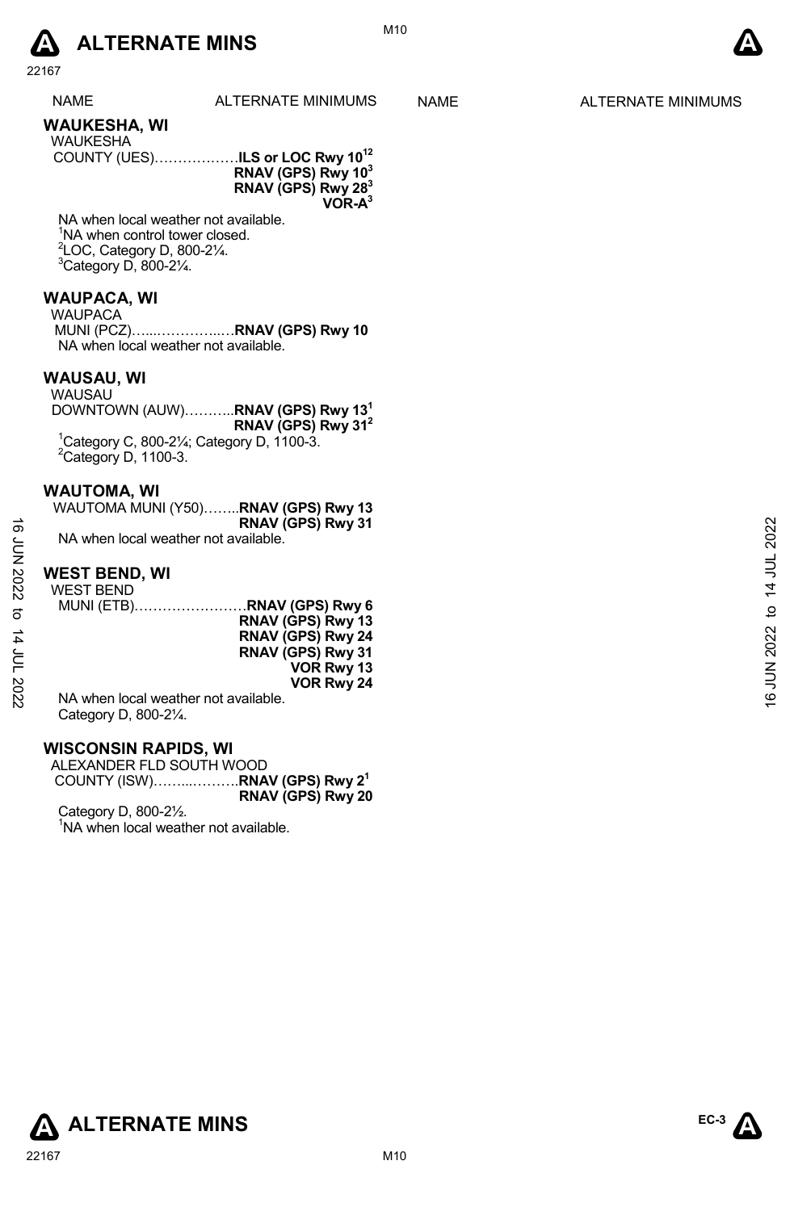| NAME | ALTERNATE MINIMUMS |
|---|---|

## WAUKESHA, WI

WAUKESHA
COUNTY (UES)………………**ILS or LOC Rwy 10**[1][2]
**RNAV (GPS) Rwy 10**[3]
**RNAV (GPS) Rwy 28**[3]
**VOR-A**[3]

NA when local weather not available.
[1]NA when control tower closed.
[2]LOC, Category D, 800-2¼.
[3]Category D, 800-2¼.

## WAUPACA, WI

WAUPACA
MUNI (PCZ)…...…………..…**RNAV (GPS) Rwy 10**
NA when local weather not available.

## WAUSAU, WI

WAUSAU
DOWNTOWN (AUW)………..**RNAV (GPS) Rwy 13**[1]
**RNAV (GPS) Rwy 31**[2]
[1]Category C, 800-2¼; Category D, 1100-3.
[2]Category D, 1100-3.

## WAUTOMA, WI

WAUTOMA MUNI (Y50)……..**RNAV (GPS) Rwy 13**
**RNAV (GPS) Rwy 31**
NA when local weather not available.

## WEST BEND, WI

WEST BEND
MUNI (ETB)……………………**RNAV (GPS) Rwy 6**
**RNAV (GPS) Rwy 13**
**RNAV (GPS) Rwy 24**
**RNAV (GPS) Rwy 31**
**VOR Rwy 13**
**VOR Rwy 24**
NA when local weather not available.
Category D, 800-2¼.

## WISCONSIN RAPIDS, WI

ALEXANDER FLD SOUTH WOOD
COUNTY (ISW)……...……..**RNAV (GPS) Rwy 2**[1]
**RNAV (GPS) Rwy 20**
Category D, 800-2½.
[1]NA when local weather not available.